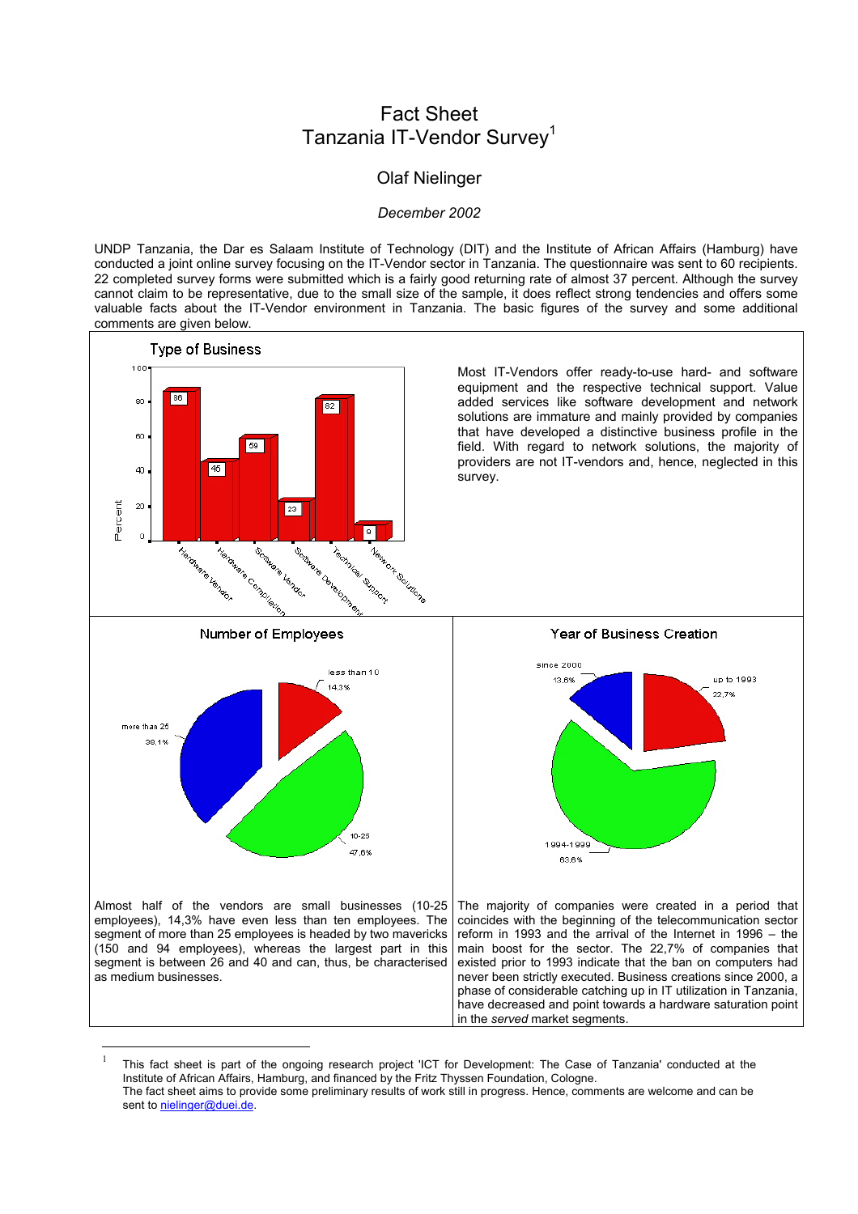# Fact Sheet
# Tanzania IT-Vendor Survey[1]

Olaf Nielinger

*December 2002*

UNDP Tanzania, the Dar es Salaam Institute of Technology (DIT) and the Institute of African Affairs (Hamburg) have conducted a joint online survey focusing on the IT-Vendor sector in Tanzania. The questionnaire was sent to 60 recipients. 22 completed survey forms were submitted which is a fairly good returning rate of almost 37 percent. Although the survey cannot claim to be representative, due to the small size of the sample, it does reflect strong tendencies and offers some valuable facts about the IT-Vendor environment in Tanzania. The basic figures of the survey and some additional comments are given below.

## Type of Business

| Type of Business | Percent |
|---|---|
| Hardware Vendor | 86 |
| Hardware Compilation | 45 |
| Software Vendor | 59 |
| Software Development | 23 |
| Technical Support | 82 |
| Network Solutions | 9 |

Most IT-Vendors offer ready-to-use hard- and software equipment and the respective technical support. Value added services like software development and network solutions are immature and mainly provided by companies that have developed a distinctive business profile in the field. With regard to network solutions, the majority of providers are not IT-vendors and, hence, neglected in this survey.

## Number of Employees

| Number of Employees | Share |
|---|---|
| less than 10 | 14,3% |
| 10-25 | 47,6% |
| more than 25 | 38,1% |

Almost half of the vendors are small businesses (10-25 employees), 14,3% have even less than ten employees. The segment of more than 25 employees is headed by two mavericks (150 and 94 employees), whereas the largest part in this segment is between 26 and 40 and can, thus, be characterised as medium businesses.

## Year of Business Creation

| Year of Business Creation | Share |
|---|---|
| up to 1993 | 22,7% |
| 1994-1999 | 63,6% |
| since 2000 | 13,6% |

The majority of companies were created in a period that coincides with the beginning of the telecommunication sector reform in 1993 and the arrival of the Internet in 1996 – the main boost for the sector. The 22,7% of companies that existed prior to 1993 indicate that the ban on computers had never been strictly executed. Business creations since 2000, a phase of considerable catching up in IT utilization in Tanzania, have decreased and point towards a hardware saturation point in the *served* market segments.

---

[1] This fact sheet is part of the ongoing research project 'ICT for Development: The Case of Tanzania' conducted at the Institute of African Affairs, Hamburg, and financed by the Fritz Thyssen Foundation, Cologne.
The fact sheet aims to provide some preliminary results of work still in progress. Hence, comments are welcome and can be sent to nielinger@duei.de.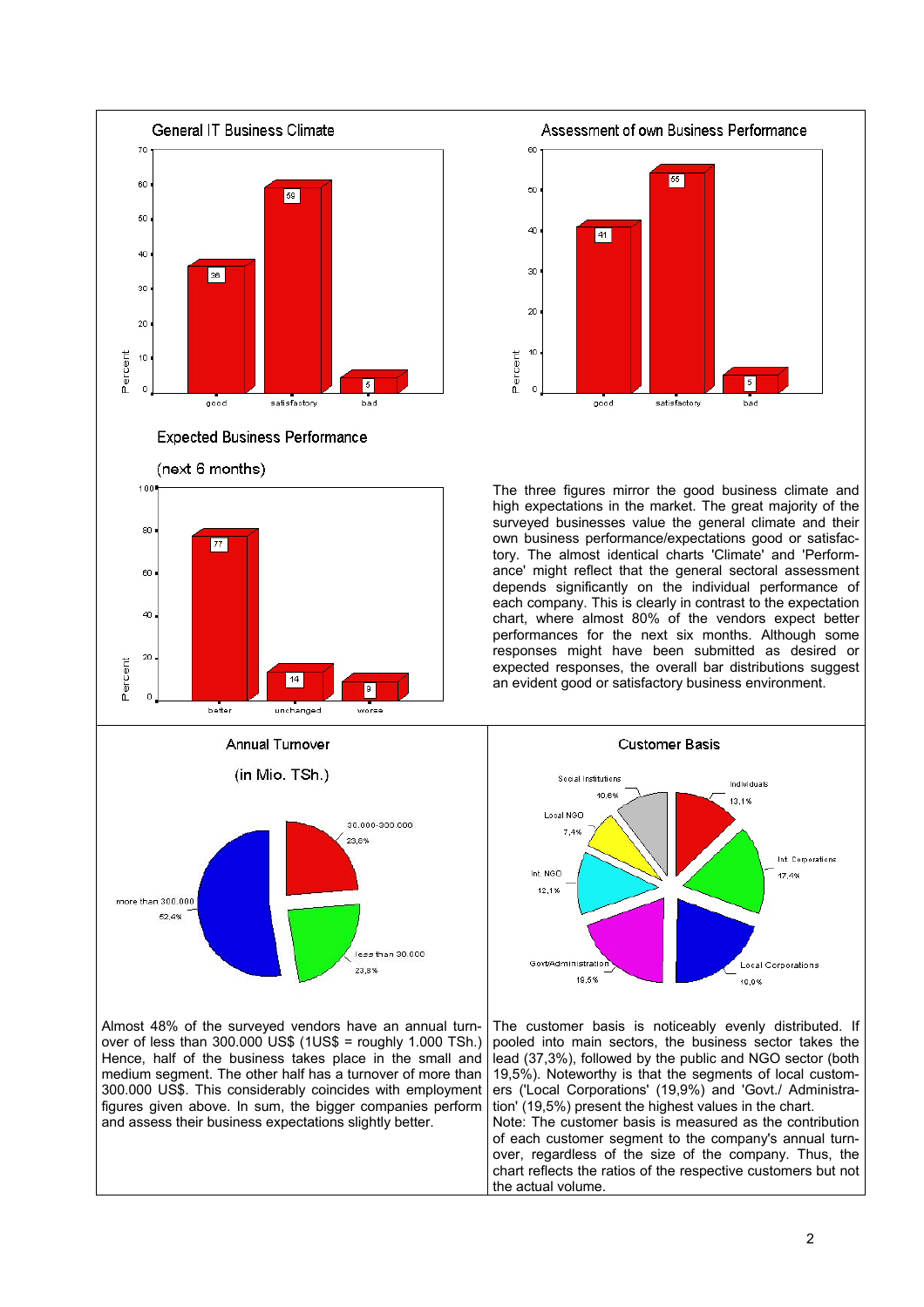## General IT Business Climate

| | Percent |
|---|---|
| good | 36 |
| satisfactory | 59 |
| bad | 5 |

## Assessment of own Business Performance

| | Percent |
|---|---|
| good | 41 |
| satisfactory | 55 |
| bad | 5 |

## Expected Business Performance

(next 6 months)

| | Percent |
|---|---|
| better | 77 |
| unchanged | 14 |
| worse | 9 |

The three figures mirror the good business climate and high expectations in the market. The great majority of the surveyed businesses value the general climate and their own business performance/expectations good or satisfactory. The almost identical charts 'Climate' and 'Performance' might reflect that the general sectoral assessment depends significantly on the individual performance of each company. This is clearly in contrast to the expectation chart, where almost 80% of the vendors expect better performances for the next six months. Although some responses might have been submitted as desired or expected responses, the overall bar distributions suggest an evident good or satisfactory business environment.

## Annual Turnover

(in Mio. TSh.)

| | |
|---|---|
| 30.000-300.000 | 23,8% |
| less than 30.000 | 23,8% |
| more than 300.000 | 52,4% |

Almost 48% of the surveyed vendors have an annual turnover of less than 300.000 US$ (1US$ = roughly 1.000 TSh.) Hence, half of the business takes place in the small and medium segment. The other half has a turnover of more than 300.000 US$. This considerably coincides with employment figures given above. In sum, the bigger companies perform and assess their business expectations slightly better.

## Customer Basis

| | |
|---|---|
| Individuals | 13,1% |
| Int. Corporations | 17,4% |
| Local Corporations | 19,9% |
| Govt/Administration | 19,5% |
| Int. NGO | 12,1% |
| Local NGO | 7,4% |
| Social Institutions | 10,6% |

The customer basis is noticeably evenly distributed. If pooled into main sectors, the business sector takes the lead (37,3%), followed by the public and NGO sector (both 19,5%). Noteworthy is that the segments of local customers ('Local Corporations' (19,9%) and 'Govt./ Administration' (19,5%) present the highest values in the chart.

Note: The customer basis is measured as the contribution of each customer segment to the company's annual turnover, regardless of the size of the company. Thus, the chart reflects the ratios of the respective customers but not the actual volume.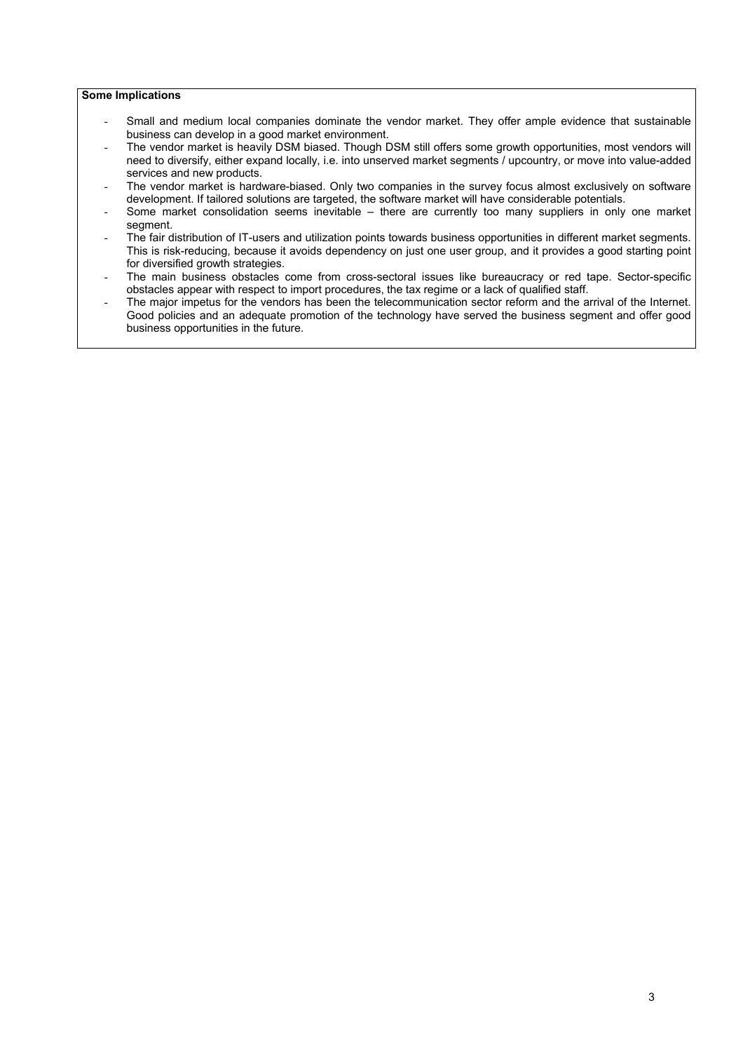**Some Implications**

- Small and medium local companies dominate the vendor market. They offer ample evidence that sustainable business can develop in a good market environment.
- The vendor market is heavily DSM biased. Though DSM still offers some growth opportunities, most vendors will need to diversify, either expand locally, i.e. into unserved market segments / upcountry, or move into value-added services and new products.
- The vendor market is hardware-biased. Only two companies in the survey focus almost exclusively on software development. If tailored solutions are targeted, the software market will have considerable potentials.
- Some market consolidation seems inevitable – there are currently too many suppliers in only one market segment.
- The fair distribution of IT-users and utilization points towards business opportunities in different market segments. This is risk-reducing, because it avoids dependency on just one user group, and it provides a good starting point for diversified growth strategies.
- The main business obstacles come from cross-sectoral issues like bureaucracy or red tape. Sector-specific obstacles appear with respect to import procedures, the tax regime or a lack of qualified staff.
- The major impetus for the vendors has been the telecommunication sector reform and the arrival of the Internet. Good policies and an adequate promotion of the technology have served the business segment and offer good business opportunities in the future.